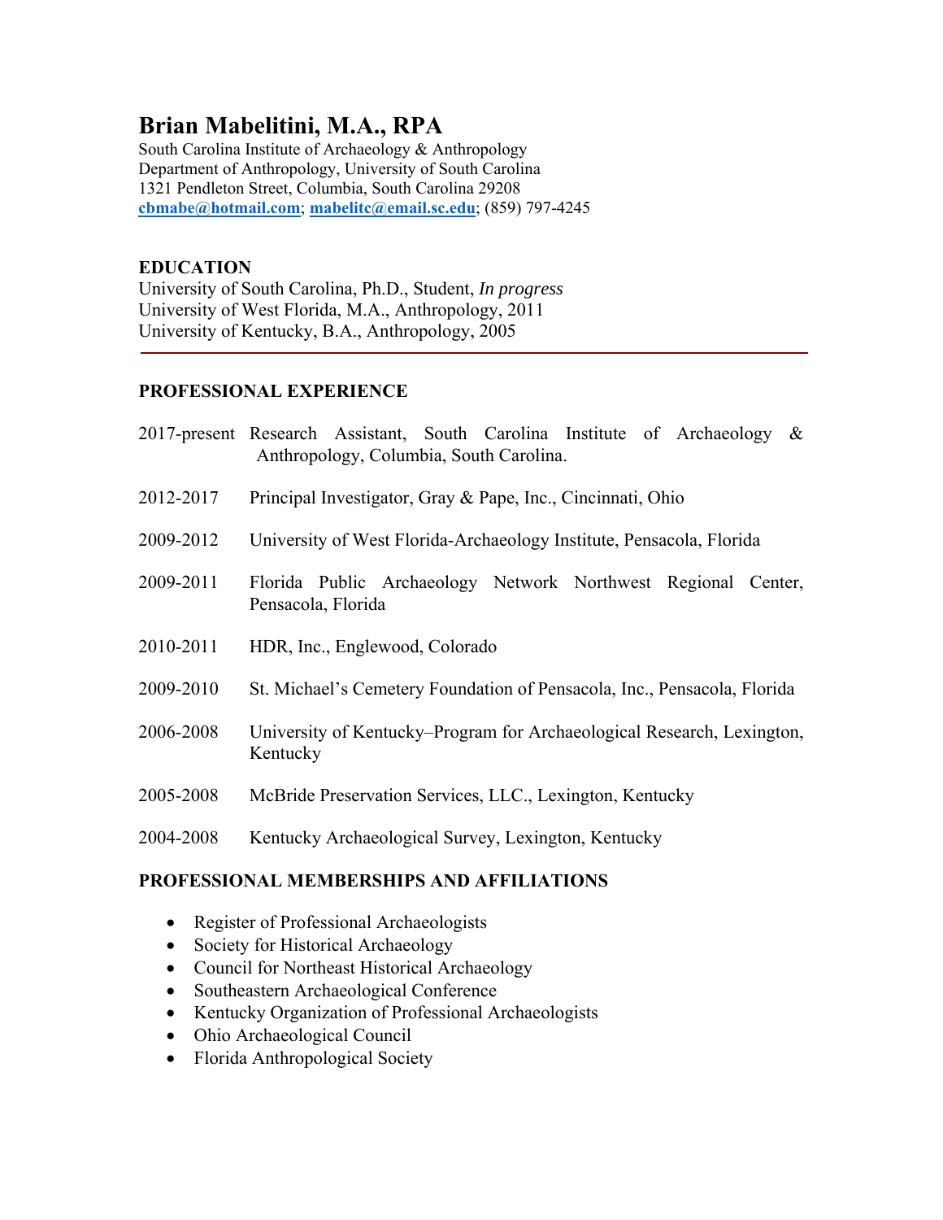# Brian Mabelitini, M.A., RPA

South Carolina Institute of Archaeology & Anthropology
Department of Anthropology, University of South Carolina
1321 Pendleton Street, Columbia, South Carolina 29208
**cbmabe@hotmail.com**; **mabelitc@email.sc.edu**; (859) 797-4245

## EDUCATION

University of South Carolina, Ph.D., Student, *In progress*
University of West Florida, M.A., Anthropology, 2011
University of Kentucky, B.A., Anthropology, 2005

---

## PROFESSIONAL EXPERIENCE

2017-present Research Assistant, South Carolina Institute of Archaeology & Anthropology, Columbia, South Carolina.

2012-2017 Principal Investigator, Gray & Pape, Inc., Cincinnati, Ohio

2009-2012 University of West Florida-Archaeology Institute, Pensacola, Florida

2009-2011 Florida Public Archaeology Network Northwest Regional Center, Pensacola, Florida

2010-2011 HDR, Inc., Englewood, Colorado

2009-2010 St. Michael's Cemetery Foundation of Pensacola, Inc., Pensacola, Florida

2006-2008 University of Kentucky–Program for Archaeological Research, Lexington, Kentucky

2005-2008 McBride Preservation Services, LLC., Lexington, Kentucky

2004-2008 Kentucky Archaeological Survey, Lexington, Kentucky

## PROFESSIONAL MEMBERSHIPS AND AFFILIATIONS

- Register of Professional Archaeologists
- Society for Historical Archaeology
- Council for Northeast Historical Archaeology
- Southeastern Archaeological Conference
- Kentucky Organization of Professional Archaeologists
- Ohio Archaeological Council
- Florida Anthropological Society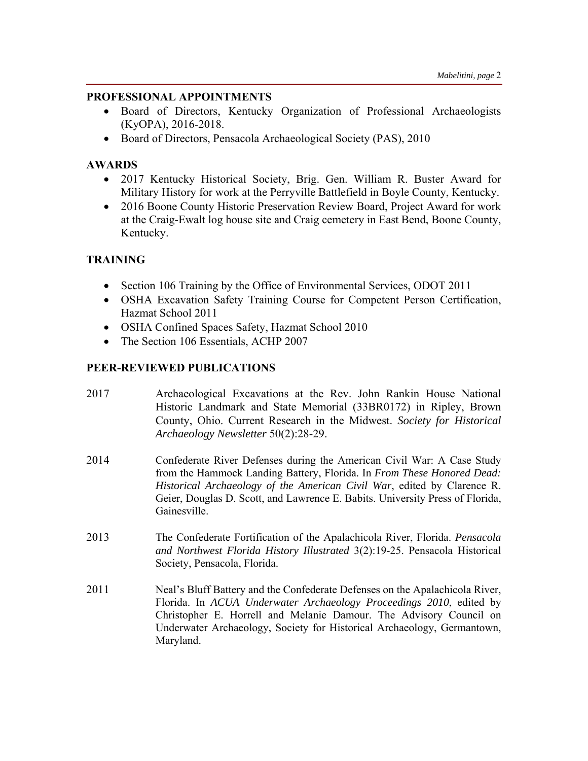## PROFESSIONAL APPOINTMENTS

- Board of Directors, Kentucky Organization of Professional Archaeologists (KyOPA), 2016-2018.
- Board of Directors, Pensacola Archaeological Society (PAS), 2010

## AWARDS

- 2017 Kentucky Historical Society, Brig. Gen. William R. Buster Award for Military History for work at the Perryville Battlefield in Boyle County, Kentucky.
- 2016 Boone County Historic Preservation Review Board, Project Award for work at the Craig-Ewalt log house site and Craig cemetery in East Bend, Boone County, Kentucky.

## TRAINING

- Section 106 Training by the Office of Environmental Services, ODOT 2011
- OSHA Excavation Safety Training Course for Competent Person Certification, Hazmat School 2011
- OSHA Confined Spaces Safety, Hazmat School 2010
- The Section 106 Essentials, ACHP 2007

## PEER-REVIEWED PUBLICATIONS

2017 — Archaeological Excavations at the Rev. John Rankin House National Historic Landmark and State Memorial (33BR0172) in Ripley, Brown County, Ohio. Current Research in the Midwest. *Society for Historical Archaeology Newsletter* 50(2):28-29.

2014 — Confederate River Defenses during the American Civil War: A Case Study from the Hammock Landing Battery, Florida. In *From These Honored Dead: Historical Archaeology of the American Civil War*, edited by Clarence R. Geier, Douglas D. Scott, and Lawrence E. Babits. University Press of Florida, Gainesville.

2013 — The Confederate Fortification of the Apalachicola River, Florida. *Pensacola and Northwest Florida History Illustrated* 3(2):19-25. Pensacola Historical Society, Pensacola, Florida.

2011 — Neal's Bluff Battery and the Confederate Defenses on the Apalachicola River, Florida. In *ACUA Underwater Archaeology Proceedings 2010*, edited by Christopher E. Horrell and Melanie Damour. The Advisory Council on Underwater Archaeology, Society for Historical Archaeology, Germantown, Maryland.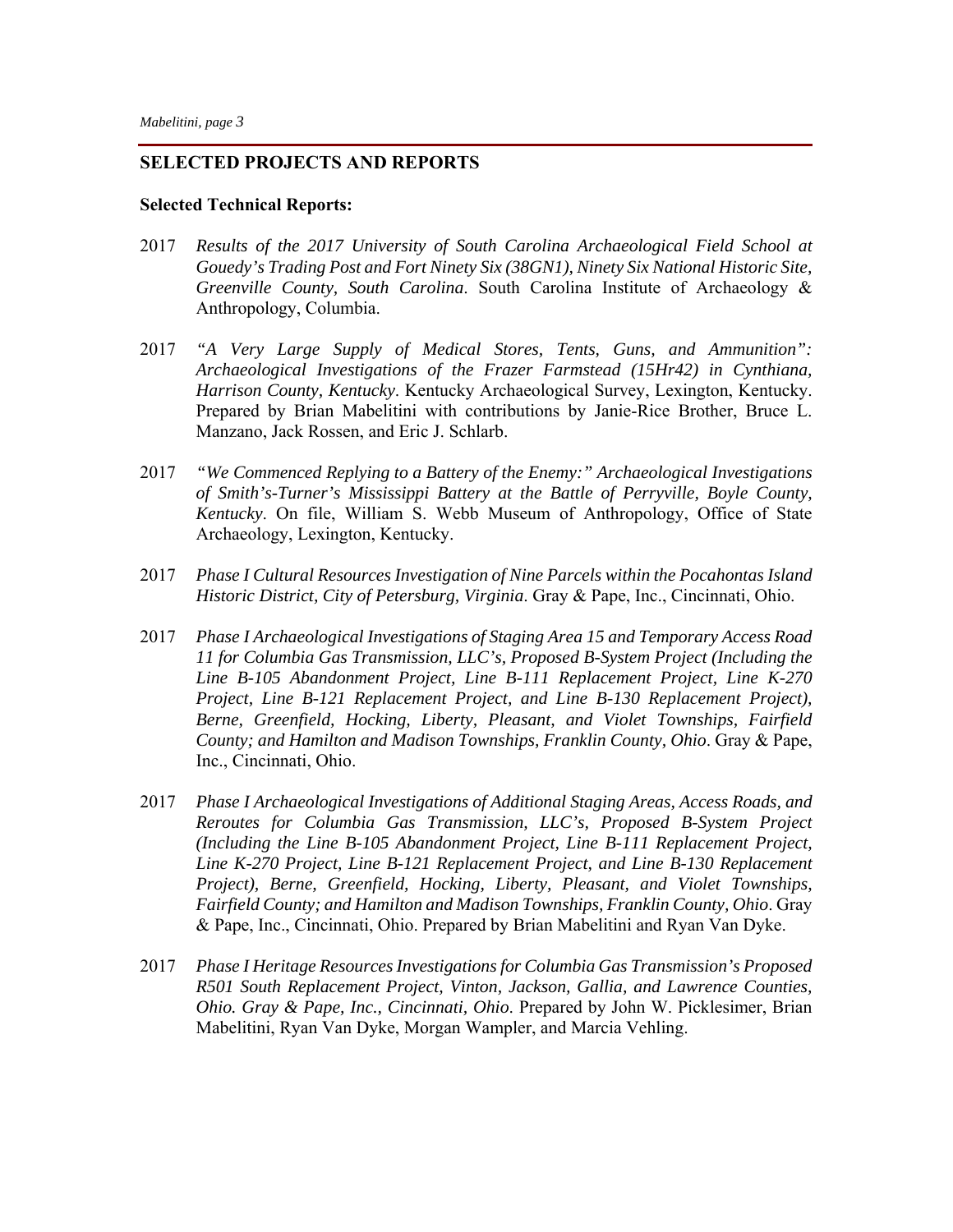## SELECTED PROJECTS AND REPORTS

**Selected Technical Reports:**

2017 *Results of the 2017 University of South Carolina Archaeological Field School at Gouedy's Trading Post and Fort Ninety Six (38GN1), Ninety Six National Historic Site, Greenville County, South Carolina*. South Carolina Institute of Archaeology & Anthropology, Columbia.

2017 *"A Very Large Supply of Medical Stores, Tents, Guns, and Ammunition": Archaeological Investigations of the Frazer Farmstead (15Hr42) in Cynthiana, Harrison County, Kentucky*. Kentucky Archaeological Survey, Lexington, Kentucky. Prepared by Brian Mabelitini with contributions by Janie-Rice Brother, Bruce L. Manzano, Jack Rossen, and Eric J. Schlarb.

2017 *"We Commenced Replying to a Battery of the Enemy:" Archaeological Investigations of Smith's-Turner's Mississippi Battery at the Battle of Perryville, Boyle County, Kentucky*. On file, William S. Webb Museum of Anthropology, Office of State Archaeology, Lexington, Kentucky.

2017 *Phase I Cultural Resources Investigation of Nine Parcels within the Pocahontas Island Historic District, City of Petersburg, Virginia*. Gray & Pape, Inc., Cincinnati, Ohio.

2017 *Phase I Archaeological Investigations of Staging Area 15 and Temporary Access Road 11 for Columbia Gas Transmission, LLC's, Proposed B-System Project (Including the Line B-105 Abandonment Project, Line B-111 Replacement Project, Line K-270 Project, Line B-121 Replacement Project, and Line B-130 Replacement Project), Berne, Greenfield, Hocking, Liberty, Pleasant, and Violet Townships, Fairfield County; and Hamilton and Madison Townships, Franklin County, Ohio*. Gray & Pape, Inc., Cincinnati, Ohio.

2017 *Phase I Archaeological Investigations of Additional Staging Areas, Access Roads, and Reroutes for Columbia Gas Transmission, LLC's, Proposed B-System Project (Including the Line B-105 Abandonment Project, Line B-111 Replacement Project, Line K-270 Project, Line B-121 Replacement Project, and Line B-130 Replacement Project), Berne, Greenfield, Hocking, Liberty, Pleasant, and Violet Townships, Fairfield County; and Hamilton and Madison Townships, Franklin County, Ohio*. Gray & Pape, Inc., Cincinnati, Ohio. Prepared by Brian Mabelitini and Ryan Van Dyke.

2017 *Phase I Heritage Resources Investigations for Columbia Gas Transmission's Proposed R501 South Replacement Project, Vinton, Jackson, Gallia, and Lawrence Counties, Ohio. Gray & Pape, Inc., Cincinnati, Ohio*. Prepared by John W. Picklesimer, Brian Mabelitini, Ryan Van Dyke, Morgan Wampler, and Marcia Vehling.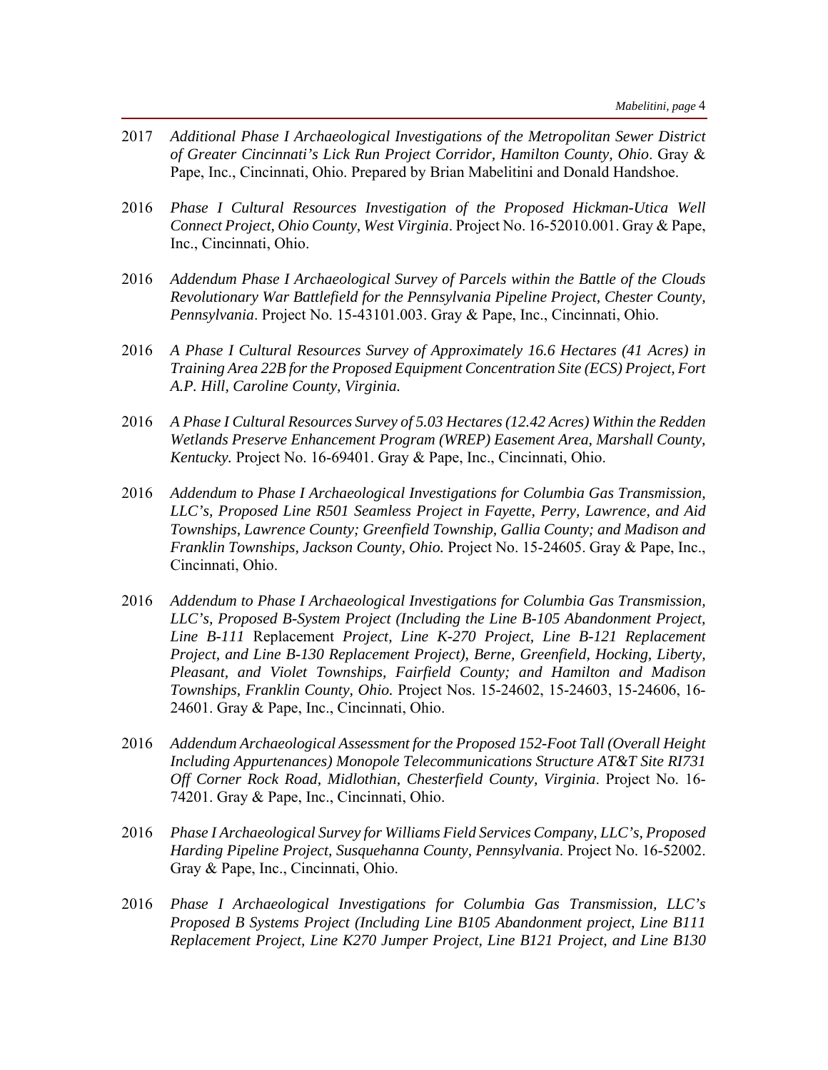2017 *Additional Phase I Archaeological Investigations of the Metropolitan Sewer District of Greater Cincinnati's Lick Run Project Corridor, Hamilton County, Ohio*. Gray & Pape, Inc., Cincinnati, Ohio. Prepared by Brian Mabelitini and Donald Handshoe.

2016 *Phase I Cultural Resources Investigation of the Proposed Hickman-Utica Well Connect Project, Ohio County, West Virginia*. Project No. 16-52010.001. Gray & Pape, Inc., Cincinnati, Ohio.

2016 *Addendum Phase I Archaeological Survey of Parcels within the Battle of the Clouds Revolutionary War Battlefield for the Pennsylvania Pipeline Project, Chester County, Pennsylvania*. Project No. 15-43101.003. Gray & Pape, Inc., Cincinnati, Ohio.

2016 *A Phase I Cultural Resources Survey of Approximately 16.6 Hectares (41 Acres) in Training Area 22B for the Proposed Equipment Concentration Site (ECS) Project, Fort A.P. Hill, Caroline County, Virginia.*

2016 *A Phase I Cultural Resources Survey of 5.03 Hectares (12.42 Acres) Within the Redden Wetlands Preserve Enhancement Program (WREP) Easement Area, Marshall County, Kentucky.* Project No. 16-69401. Gray & Pape, Inc., Cincinnati, Ohio.

2016 *Addendum to Phase I Archaeological Investigations for Columbia Gas Transmission, LLC's, Proposed Line R501 Seamless Project in Fayette, Perry, Lawrence, and Aid Townships, Lawrence County; Greenfield Township, Gallia County; and Madison and Franklin Townships, Jackson County, Ohio.* Project No. 15-24605. Gray & Pape, Inc., Cincinnati, Ohio.

2016 *Addendum to Phase I Archaeological Investigations for Columbia Gas Transmission, LLC's, Proposed B-System Project (Including the Line B-105 Abandonment Project, Line B-111* Replacement *Project, Line K-270 Project, Line B-121 Replacement Project, and Line B-130 Replacement Project), Berne, Greenfield, Hocking, Liberty, Pleasant, and Violet Townships, Fairfield County; and Hamilton and Madison Townships, Franklin County, Ohio.* Project Nos. 15-24602, 15-24603, 15-24606, 16-24601. Gray & Pape, Inc., Cincinnati, Ohio.

2016 *Addendum Archaeological Assessment for the Proposed 152-Foot Tall (Overall Height Including Appurtenances) Monopole Telecommunications Structure AT&T Site RI731 Off Corner Rock Road, Midlothian, Chesterfield County, Virginia*. Project No. 16-74201. Gray & Pape, Inc., Cincinnati, Ohio.

2016 *Phase I Archaeological Survey for Williams Field Services Company, LLC's, Proposed Harding Pipeline Project, Susquehanna County, Pennsylvania*. Project No. 16-52002. Gray & Pape, Inc., Cincinnati, Ohio.

2016 *Phase I Archaeological Investigations for Columbia Gas Transmission, LLC's Proposed B Systems Project (Including Line B105 Abandonment project, Line B111 Replacement Project, Line K270 Jumper Project, Line B121 Project, and Line B130*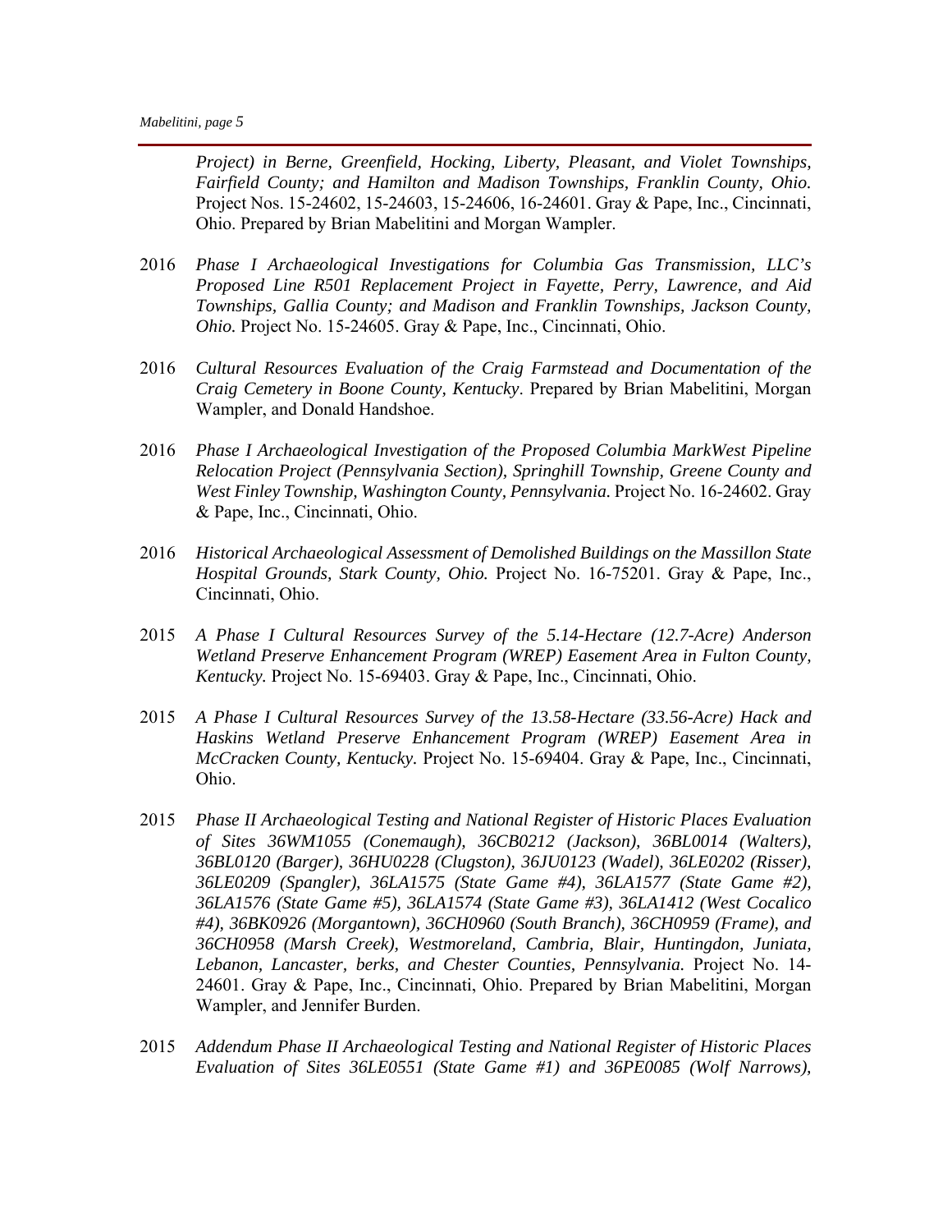*Project) in Berne, Greenfield, Hocking, Liberty, Pleasant, and Violet Townships, Fairfield County; and Hamilton and Madison Townships, Franklin County, Ohio.* Project Nos. 15-24602, 15-24603, 15-24606, 16-24601. Gray & Pape, Inc., Cincinnati, Ohio. Prepared by Brian Mabelitini and Morgan Wampler.

2016 *Phase I Archaeological Investigations for Columbia Gas Transmission, LLC's Proposed Line R501 Replacement Project in Fayette, Perry, Lawrence, and Aid Townships, Gallia County; and Madison and Franklin Townships, Jackson County, Ohio.* Project No. 15-24605. Gray & Pape, Inc., Cincinnati, Ohio.

2016 *Cultural Resources Evaluation of the Craig Farmstead and Documentation of the Craig Cemetery in Boone County, Kentucky*. Prepared by Brian Mabelitini, Morgan Wampler, and Donald Handshoe.

2016 *Phase I Archaeological Investigation of the Proposed Columbia MarkWest Pipeline Relocation Project (Pennsylvania Section), Springhill Township, Greene County and West Finley Township, Washington County, Pennsylvania.* Project No. 16-24602. Gray & Pape, Inc., Cincinnati, Ohio.

2016 *Historical Archaeological Assessment of Demolished Buildings on the Massillon State Hospital Grounds, Stark County, Ohio.* Project No. 16-75201. Gray & Pape, Inc., Cincinnati, Ohio.

2015 *A Phase I Cultural Resources Survey of the 5.14-Hectare (12.7-Acre) Anderson Wetland Preserve Enhancement Program (WREP) Easement Area in Fulton County, Kentucky.* Project No. 15-69403. Gray & Pape, Inc., Cincinnati, Ohio.

2015 *A Phase I Cultural Resources Survey of the 13.58-Hectare (33.56-Acre) Hack and Haskins Wetland Preserve Enhancement Program (WREP) Easement Area in McCracken County, Kentucky.* Project No. 15-69404. Gray & Pape, Inc., Cincinnati, Ohio.

2015 *Phase II Archaeological Testing and National Register of Historic Places Evaluation of Sites 36WM1055 (Conemaugh), 36CB0212 (Jackson), 36BL0014 (Walters), 36BL0120 (Barger), 36HU0228 (Clugston), 36JU0123 (Wadel), 36LE0202 (Risser), 36LE0209 (Spangler), 36LA1575 (State Game #4), 36LA1577 (State Game #2), 36LA1576 (State Game #5), 36LA1574 (State Game #3), 36LA1412 (West Cocalico #4), 36BK0926 (Morgantown), 36CH0960 (South Branch), 36CH0959 (Frame), and 36CH0958 (Marsh Creek), Westmoreland, Cambria, Blair, Huntingdon, Juniata, Lebanon, Lancaster, berks, and Chester Counties, Pennsylvania.* Project No. 14-24601. Gray & Pape, Inc., Cincinnati, Ohio. Prepared by Brian Mabelitini, Morgan Wampler, and Jennifer Burden.

2015 *Addendum Phase II Archaeological Testing and National Register of Historic Places Evaluation of Sites 36LE0551 (State Game #1) and 36PE0085 (Wolf Narrows),*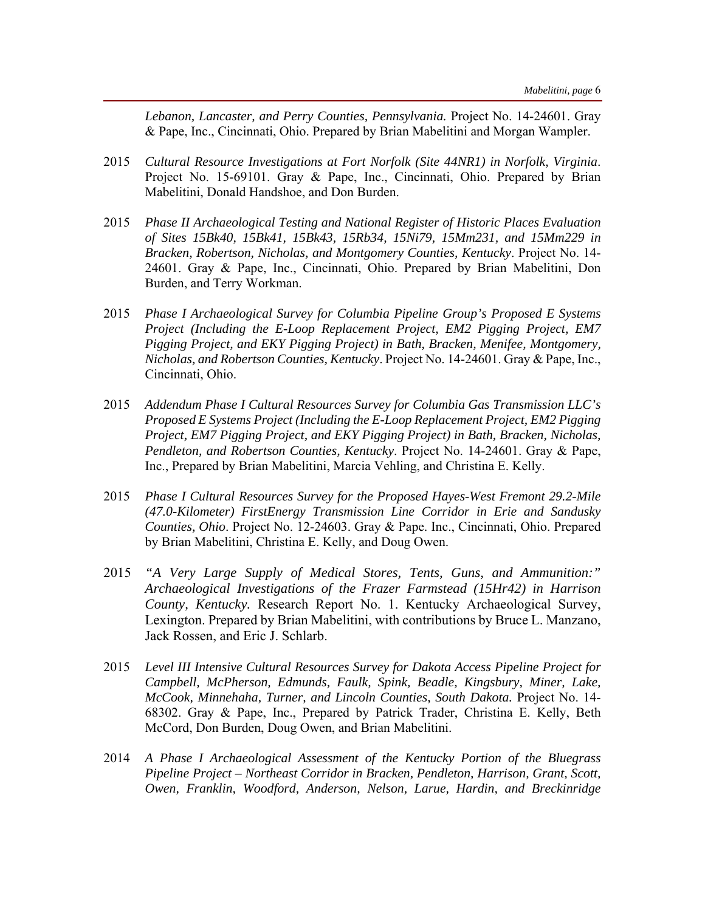*Lebanon, Lancaster, and Perry Counties, Pennsylvania.* Project No. 14-24601. Gray & Pape, Inc., Cincinnati, Ohio. Prepared by Brian Mabelitini and Morgan Wampler.

2015 *Cultural Resource Investigations at Fort Norfolk (Site 44NR1) in Norfolk, Virginia*. Project No. 15-69101. Gray & Pape, Inc., Cincinnati, Ohio. Prepared by Brian Mabelitini, Donald Handshoe, and Don Burden.

2015 *Phase II Archaeological Testing and National Register of Historic Places Evaluation of Sites 15Bk40, 15Bk41, 15Bk43, 15Rb34, 15Ni79, 15Mm231, and 15Mm229 in Bracken, Robertson, Nicholas, and Montgomery Counties, Kentucky*. Project No. 14-24601. Gray & Pape, Inc., Cincinnati, Ohio. Prepared by Brian Mabelitini, Don Burden, and Terry Workman.

2015 *Phase I Archaeological Survey for Columbia Pipeline Group's Proposed E Systems Project (Including the E-Loop Replacement Project, EM2 Pigging Project, EM7 Pigging Project, and EKY Pigging Project) in Bath, Bracken, Menifee, Montgomery, Nicholas, and Robertson Counties, Kentucky*. Project No. 14-24601. Gray & Pape, Inc., Cincinnati, Ohio.

2015 *Addendum Phase I Cultural Resources Survey for Columbia Gas Transmission LLC's Proposed E Systems Project (Including the E-Loop Replacement Project, EM2 Pigging Project, EM7 Pigging Project, and EKY Pigging Project) in Bath, Bracken, Nicholas, Pendleton, and Robertson Counties, Kentucky*. Project No. 14-24601. Gray & Pape, Inc., Prepared by Brian Mabelitini, Marcia Vehling, and Christina E. Kelly.

2015 *Phase I Cultural Resources Survey for the Proposed Hayes-West Fremont 29.2-Mile (47.0-Kilometer) FirstEnergy Transmission Line Corridor in Erie and Sandusky Counties, Ohio*. Project No. 12-24603. Gray & Pape. Inc., Cincinnati, Ohio. Prepared by Brian Mabelitini, Christina E. Kelly, and Doug Owen.

2015 *"A Very Large Supply of Medical Stores, Tents, Guns, and Ammunition:" Archaeological Investigations of the Frazer Farmstead (15Hr42) in Harrison County, Kentucky.* Research Report No. 1. Kentucky Archaeological Survey, Lexington. Prepared by Brian Mabelitini, with contributions by Bruce L. Manzano, Jack Rossen, and Eric J. Schlarb.

2015 *Level III Intensive Cultural Resources Survey for Dakota Access Pipeline Project for Campbell, McPherson, Edmunds, Faulk, Spink, Beadle, Kingsbury, Miner, Lake, McCook, Minnehaha, Turner, and Lincoln Counties, South Dakota.* Project No. 14-68302. Gray & Pape, Inc., Prepared by Patrick Trader, Christina E. Kelly, Beth McCord, Don Burden, Doug Owen, and Brian Mabelitini.

2014 *A Phase I Archaeological Assessment of the Kentucky Portion of the Bluegrass Pipeline Project – Northeast Corridor in Bracken, Pendleton, Harrison, Grant, Scott, Owen, Franklin, Woodford, Anderson, Nelson, Larue, Hardin, and Breckinridge*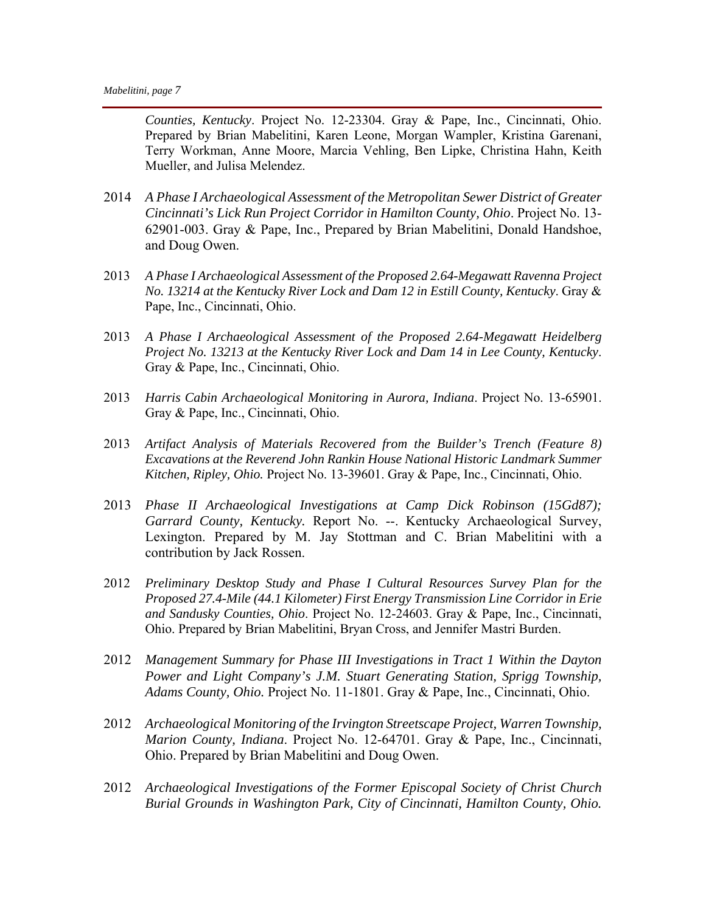*Counties, Kentucky*. Project No. 12-23304. Gray & Pape, Inc., Cincinnati, Ohio. Prepared by Brian Mabelitini, Karen Leone, Morgan Wampler, Kristina Garenani, Terry Workman, Anne Moore, Marcia Vehling, Ben Lipke, Christina Hahn, Keith Mueller, and Julisa Melendez.

2014 *A Phase I Archaeological Assessment of the Metropolitan Sewer District of Greater Cincinnati's Lick Run Project Corridor in Hamilton County, Ohio*. Project No. 13-62901-003. Gray & Pape, Inc., Prepared by Brian Mabelitini, Donald Handshoe, and Doug Owen.

2013 *A Phase I Archaeological Assessment of the Proposed 2.64-Megawatt Ravenna Project No. 13214 at the Kentucky River Lock and Dam 12 in Estill County, Kentucky*. Gray & Pape, Inc., Cincinnati, Ohio.

2013 *A Phase I Archaeological Assessment of the Proposed 2.64-Megawatt Heidelberg Project No. 13213 at the Kentucky River Lock and Dam 14 in Lee County, Kentucky*. Gray & Pape, Inc., Cincinnati, Ohio.

2013 *Harris Cabin Archaeological Monitoring in Aurora, Indiana*. Project No. 13-65901. Gray & Pape, Inc., Cincinnati, Ohio.

2013 *Artifact Analysis of Materials Recovered from the Builder's Trench (Feature 8) Excavations at the Reverend John Rankin House National Historic Landmark Summer Kitchen, Ripley, Ohio.* Project No. 13-39601. Gray & Pape, Inc., Cincinnati, Ohio.

2013 *Phase II Archaeological Investigations at Camp Dick Robinson (15Gd87); Garrard County, Kentucky.* Report No. --. Kentucky Archaeological Survey, Lexington. Prepared by M. Jay Stottman and C. Brian Mabelitini with a contribution by Jack Rossen.

2012 *Preliminary Desktop Study and Phase I Cultural Resources Survey Plan for the Proposed 27.4-Mile (44.1 Kilometer) First Energy Transmission Line Corridor in Erie and Sandusky Counties, Ohio*. Project No. 12-24603. Gray & Pape, Inc., Cincinnati, Ohio. Prepared by Brian Mabelitini, Bryan Cross, and Jennifer Mastri Burden.

2012 *Management Summary for Phase III Investigations in Tract 1 Within the Dayton Power and Light Company's J.M. Stuart Generating Station, Sprigg Township, Adams County, Ohio.* Project No. 11-1801. Gray & Pape, Inc., Cincinnati, Ohio.

2012 *Archaeological Monitoring of the Irvington Streetscape Project, Warren Township, Marion County, Indiana*. Project No. 12-64701. Gray & Pape, Inc., Cincinnati, Ohio. Prepared by Brian Mabelitini and Doug Owen.

2012 *Archaeological Investigations of the Former Episcopal Society of Christ Church Burial Grounds in Washington Park, City of Cincinnati, Hamilton County, Ohio.*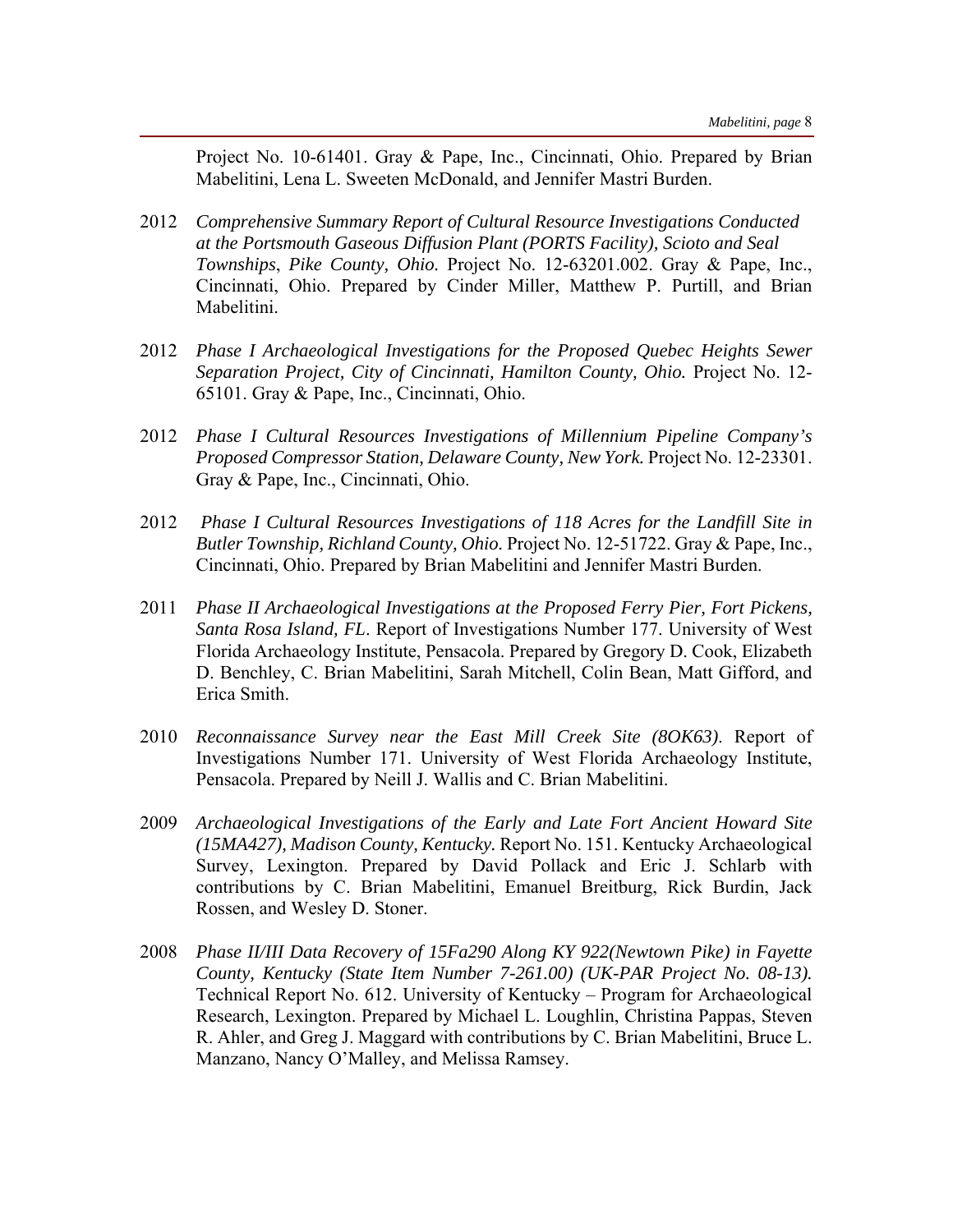Project No. 10-61401. Gray & Pape, Inc., Cincinnati, Ohio. Prepared by Brian Mabelitini, Lena L. Sweeten McDonald, and Jennifer Mastri Burden.

2012 *Comprehensive Summary Report of Cultural Resource Investigations Conducted at the Portsmouth Gaseous Diffusion Plant (PORTS Facility), Scioto and Seal Townships, Pike County, Ohio.* Project No. 12-63201.002. Gray & Pape, Inc., Cincinnati, Ohio. Prepared by Cinder Miller, Matthew P. Purtill, and Brian Mabelitini.

2012 *Phase I Archaeological Investigations for the Proposed Quebec Heights Sewer Separation Project, City of Cincinnati, Hamilton County, Ohio.* Project No. 12-65101. Gray & Pape, Inc., Cincinnati, Ohio.

2012 *Phase I Cultural Resources Investigations of Millennium Pipeline Company's Proposed Compressor Station, Delaware County, New York.* Project No. 12-23301. Gray & Pape, Inc., Cincinnati, Ohio.

2012 *Phase I Cultural Resources Investigations of 118 Acres for the Landfill Site in Butler Township, Richland County, Ohio.* Project No. 12-51722. Gray & Pape, Inc., Cincinnati, Ohio. Prepared by Brian Mabelitini and Jennifer Mastri Burden.

2011 *Phase II Archaeological Investigations at the Proposed Ferry Pier, Fort Pickens, Santa Rosa Island, FL*. Report of Investigations Number 177. University of West Florida Archaeology Institute, Pensacola. Prepared by Gregory D. Cook, Elizabeth D. Benchley, C. Brian Mabelitini, Sarah Mitchell, Colin Bean, Matt Gifford, and Erica Smith.

2010 *Reconnaissance Survey near the East Mill Creek Site (8OK63)*. Report of Investigations Number 171. University of West Florida Archaeology Institute, Pensacola. Prepared by Neill J. Wallis and C. Brian Mabelitini.

2009 *Archaeological Investigations of the Early and Late Fort Ancient Howard Site (15MA427), Madison County, Kentucky.* Report No. 151. Kentucky Archaeological Survey, Lexington. Prepared by David Pollack and Eric J. Schlarb with contributions by C. Brian Mabelitini, Emanuel Breitburg, Rick Burdin, Jack Rossen, and Wesley D. Stoner.

2008 *Phase II/III Data Recovery of 15Fa290 Along KY 922(Newtown Pike) in Fayette County, Kentucky (State Item Number 7-261.00) (UK-PAR Project No. 08-13).* Technical Report No. 612. University of Kentucky – Program for Archaeological Research, Lexington. Prepared by Michael L. Loughlin, Christina Pappas, Steven R. Ahler, and Greg J. Maggard with contributions by C. Brian Mabelitini, Bruce L. Manzano, Nancy O'Malley, and Melissa Ramsey.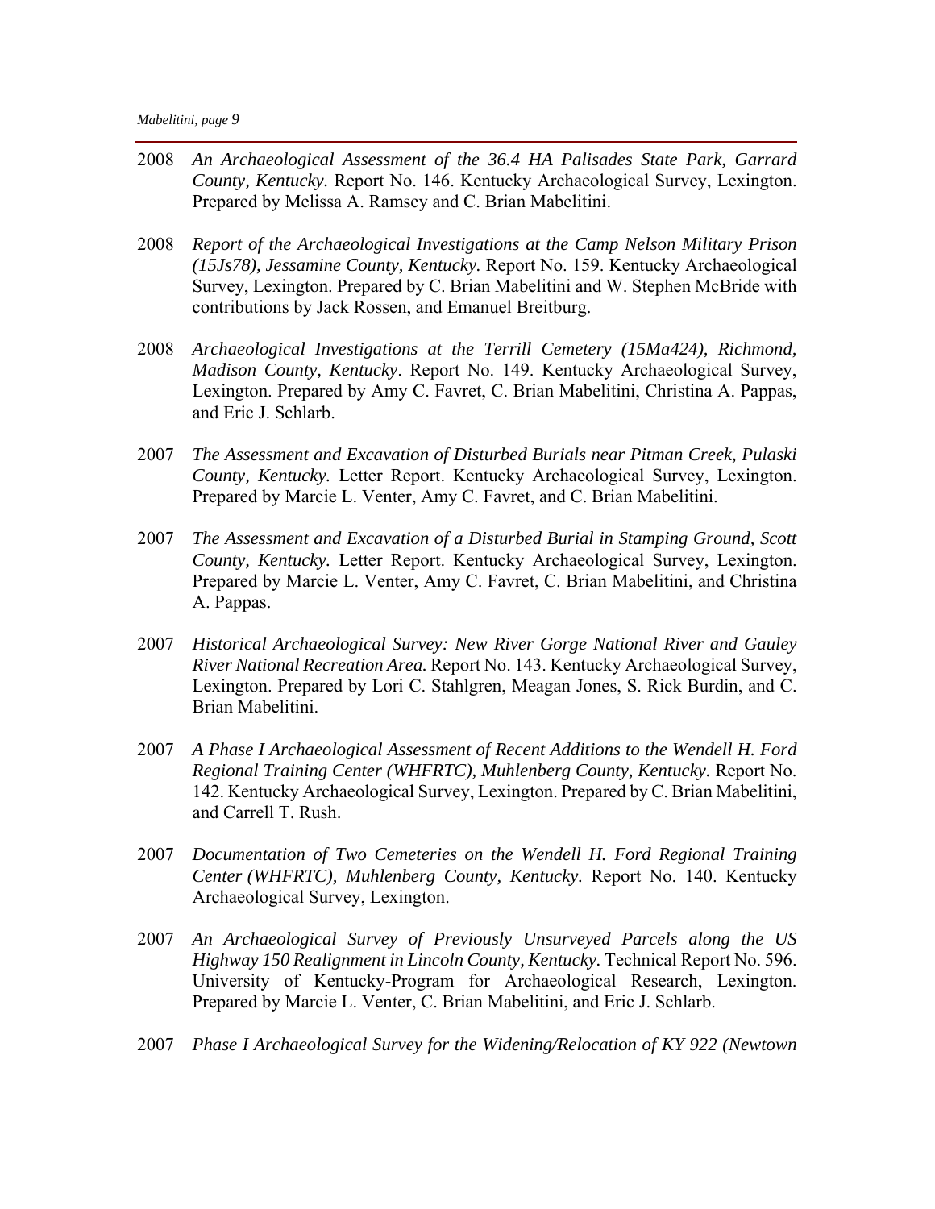2008 *An Archaeological Assessment of the 36.4 HA Palisades State Park, Garrard County, Kentucky.* Report No. 146. Kentucky Archaeological Survey, Lexington. Prepared by Melissa A. Ramsey and C. Brian Mabelitini.

2008 *Report of the Archaeological Investigations at the Camp Nelson Military Prison (15Js78), Jessamine County, Kentucky.* Report No. 159. Kentucky Archaeological Survey, Lexington. Prepared by C. Brian Mabelitini and W. Stephen McBride with contributions by Jack Rossen, and Emanuel Breitburg.

2008 *Archaeological Investigations at the Terrill Cemetery (15Ma424), Richmond, Madison County, Kentucky*. Report No. 149. Kentucky Archaeological Survey, Lexington. Prepared by Amy C. Favret, C. Brian Mabelitini, Christina A. Pappas, and Eric J. Schlarb.

2007 *The Assessment and Excavation of Disturbed Burials near Pitman Creek, Pulaski County, Kentucky.* Letter Report. Kentucky Archaeological Survey, Lexington. Prepared by Marcie L. Venter, Amy C. Favret, and C. Brian Mabelitini.

2007 *The Assessment and Excavation of a Disturbed Burial in Stamping Ground, Scott County, Kentucky.* Letter Report. Kentucky Archaeological Survey, Lexington. Prepared by Marcie L. Venter, Amy C. Favret, C. Brian Mabelitini, and Christina A. Pappas.

2007 *Historical Archaeological Survey: New River Gorge National River and Gauley River National Recreation Area.* Report No. 143. Kentucky Archaeological Survey, Lexington. Prepared by Lori C. Stahlgren, Meagan Jones, S. Rick Burdin, and C. Brian Mabelitini.

2007 *A Phase I Archaeological Assessment of Recent Additions to the Wendell H. Ford Regional Training Center (WHFRTC), Muhlenberg County, Kentucky.* Report No. 142. Kentucky Archaeological Survey, Lexington. Prepared by C. Brian Mabelitini, and Carrell T. Rush.

2007 *Documentation of Two Cemeteries on the Wendell H. Ford Regional Training Center (WHFRTC), Muhlenberg County, Kentucky.* Report No. 140. Kentucky Archaeological Survey, Lexington.

2007 *An Archaeological Survey of Previously Unsurveyed Parcels along the US Highway 150 Realignment in Lincoln County, Kentucky.* Technical Report No. 596. University of Kentucky-Program for Archaeological Research, Lexington. Prepared by Marcie L. Venter, C. Brian Mabelitini, and Eric J. Schlarb.

2007 *Phase I Archaeological Survey for the Widening/Relocation of KY 922 (Newtown*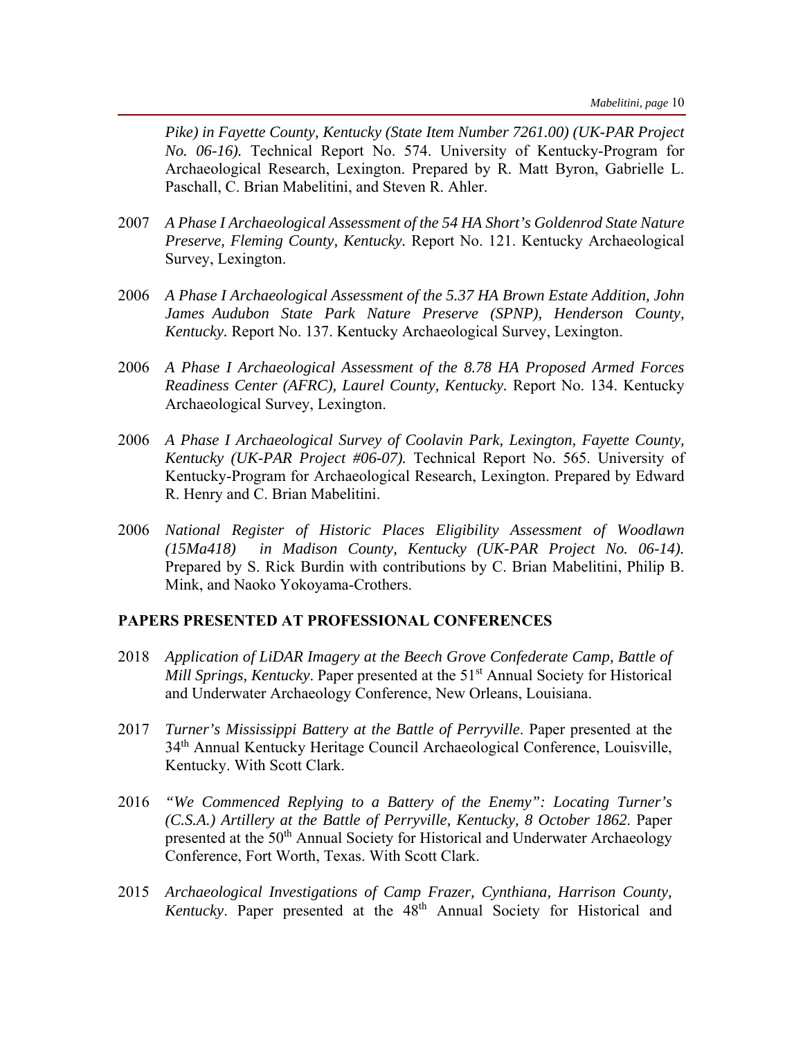*Pike) in Fayette County, Kentucky (State Item Number 7261.00) (UK-PAR Project No. 06-16).* Technical Report No. 574. University of Kentucky-Program for Archaeological Research, Lexington. Prepared by R. Matt Byron, Gabrielle L. Paschall, C. Brian Mabelitini, and Steven R. Ahler.

2007 *A Phase I Archaeological Assessment of the 54 HA Short's Goldenrod State Nature Preserve, Fleming County, Kentucky.* Report No. 121. Kentucky Archaeological Survey, Lexington.

2006 *A Phase I Archaeological Assessment of the 5.37 HA Brown Estate Addition, John James Audubon State Park Nature Preserve (SPNP), Henderson County, Kentucky.* Report No. 137. Kentucky Archaeological Survey, Lexington.

2006 *A Phase I Archaeological Assessment of the 8.78 HA Proposed Armed Forces Readiness Center (AFRC), Laurel County, Kentucky.* Report No. 134. Kentucky Archaeological Survey, Lexington.

2006 *A Phase I Archaeological Survey of Coolavin Park, Lexington, Fayette County, Kentucky (UK-PAR Project #06-07).* Technical Report No. 565. University of Kentucky-Program for Archaeological Research, Lexington. Prepared by Edward R. Henry and C. Brian Mabelitini.

2006 *National Register of Historic Places Eligibility Assessment of Woodlawn (15Ma418) in Madison County, Kentucky (UK-PAR Project No. 06-14).* Prepared by S. Rick Burdin with contributions by C. Brian Mabelitini, Philip B. Mink, and Naoko Yokoyama-Crothers.

**PAPERS PRESENTED AT PROFESSIONAL CONFERENCES**

2018 *Application of LiDAR Imagery at the Beech Grove Confederate Camp, Battle of Mill Springs, Kentucky*. Paper presented at the 51st Annual Society for Historical and Underwater Archaeology Conference, New Orleans, Louisiana.

2017 *Turner's Mississippi Battery at the Battle of Perryville*. Paper presented at the 34th Annual Kentucky Heritage Council Archaeological Conference, Louisville, Kentucky. With Scott Clark.

2016 *"We Commenced Replying to a Battery of the Enemy": Locating Turner's (C.S.A.) Artillery at the Battle of Perryville, Kentucky, 8 October 1862.* Paper presented at the 50th Annual Society for Historical and Underwater Archaeology Conference, Fort Worth, Texas. With Scott Clark.

2015 *Archaeological Investigations of Camp Frazer, Cynthiana, Harrison County, Kentucky*. Paper presented at the 48th Annual Society for Historical and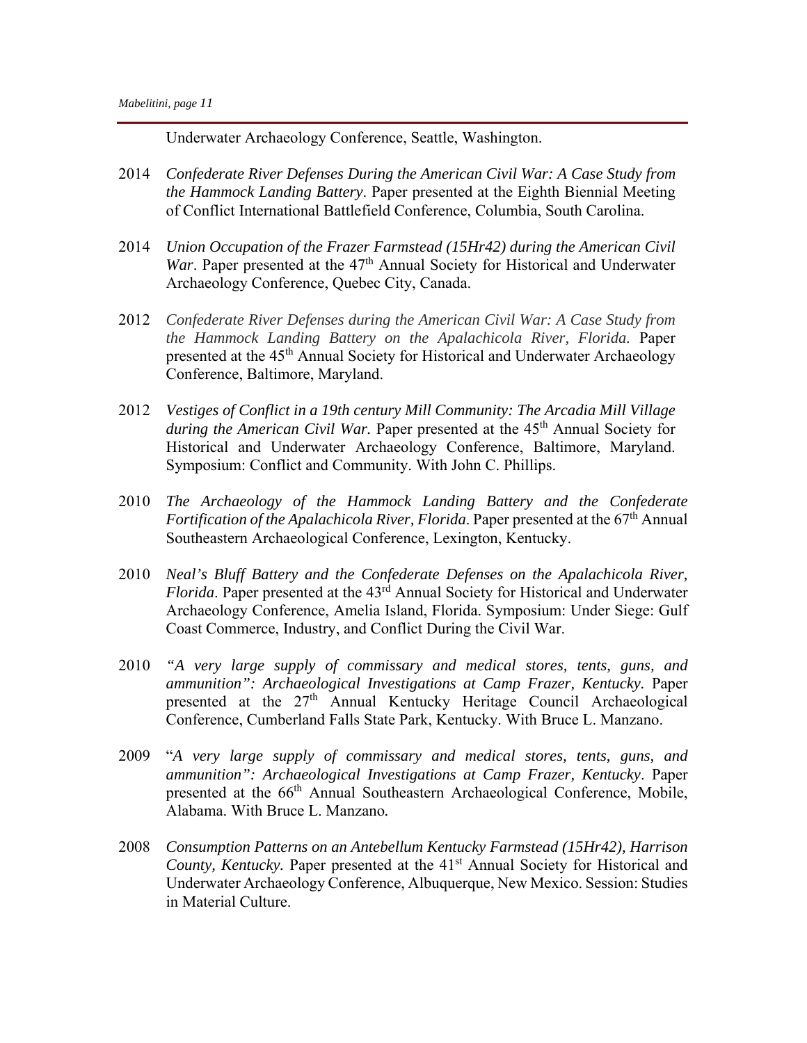Underwater Archaeology Conference, Seattle, Washington.

2014 *Confederate River Defenses During the American Civil War: A Case Study from the Hammock Landing Battery*. Paper presented at the Eighth Biennial Meeting of Conflict International Battlefield Conference, Columbia, South Carolina.

2014 *Union Occupation of the Frazer Farmstead (15Hr42) during the American Civil War*. Paper presented at the 47th Annual Society for Historical and Underwater Archaeology Conference, Quebec City, Canada.

2012 *Confederate River Defenses during the American Civil War: A Case Study from the Hammock Landing Battery on the Apalachicola River, Florida.* Paper presented at the 45th Annual Society for Historical and Underwater Archaeology Conference, Baltimore, Maryland.

2012 *Vestiges of Conflict in a 19th century Mill Community: The Arcadia Mill Village during the American Civil War.* Paper presented at the 45th Annual Society for Historical and Underwater Archaeology Conference, Baltimore, Maryland. Symposium: Conflict and Community. With John C. Phillips.

2010 *The Archaeology of the Hammock Landing Battery and the Confederate Fortification of the Apalachicola River, Florida*. Paper presented at the 67th Annual Southeastern Archaeological Conference, Lexington, Kentucky.

2010 *Neal's Bluff Battery and the Confederate Defenses on the Apalachicola River, Florida*. Paper presented at the 43rd Annual Society for Historical and Underwater Archaeology Conference, Amelia Island, Florida. Symposium: Under Siege: Gulf Coast Commerce, Industry, and Conflict During the Civil War.

2010 *"A very large supply of commissary and medical stores, tents, guns, and ammunition": Archaeological Investigations at Camp Frazer, Kentucky.* Paper presented at the 27th Annual Kentucky Heritage Council Archaeological Conference, Cumberland Falls State Park, Kentucky. With Bruce L. Manzano.

2009 "*A very large supply of commissary and medical stores, tents, guns, and ammunition": Archaeological Investigations at Camp Frazer, Kentucky*. Paper presented at the 66th Annual Southeastern Archaeological Conference, Mobile, Alabama. With Bruce L. Manzano.

2008 *Consumption Patterns on an Antebellum Kentucky Farmstead (15Hr42), Harrison County, Kentucky.* Paper presented at the 41st Annual Society for Historical and Underwater Archaeology Conference, Albuquerque, New Mexico. Session: Studies in Material Culture.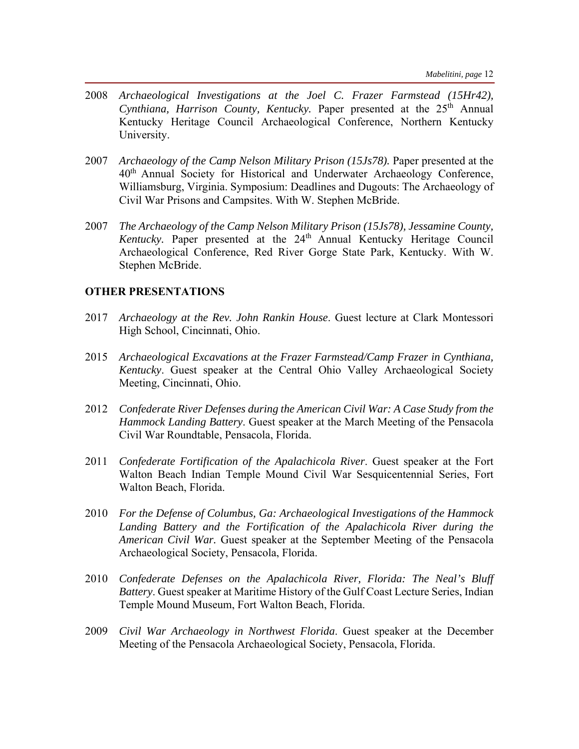2008 *Archaeological Investigations at the Joel C. Frazer Farmstead (15Hr42), Cynthiana, Harrison County, Kentucky.* Paper presented at the 25th Annual Kentucky Heritage Council Archaeological Conference, Northern Kentucky University.

2007 *Archaeology of the Camp Nelson Military Prison (15Js78).* Paper presented at the 40th Annual Society for Historical and Underwater Archaeology Conference, Williamsburg, Virginia. Symposium: Deadlines and Dugouts: The Archaeology of Civil War Prisons and Campsites. With W. Stephen McBride.

2007 *The Archaeology of the Camp Nelson Military Prison (15Js78), Jessamine County, Kentucky.* Paper presented at the 24th Annual Kentucky Heritage Council Archaeological Conference, Red River Gorge State Park, Kentucky. With W. Stephen McBride.

## OTHER PRESENTATIONS

2017 *Archaeology at the Rev. John Rankin House*. Guest lecture at Clark Montessori High School, Cincinnati, Ohio.

2015 *Archaeological Excavations at the Frazer Farmstead/Camp Frazer in Cynthiana, Kentucky*. Guest speaker at the Central Ohio Valley Archaeological Society Meeting, Cincinnati, Ohio.

2012 *Confederate River Defenses during the American Civil War: A Case Study from the Hammock Landing Battery*. Guest speaker at the March Meeting of the Pensacola Civil War Roundtable, Pensacola, Florida.

2011 *Confederate Fortification of the Apalachicola River*. Guest speaker at the Fort Walton Beach Indian Temple Mound Civil War Sesquicentennial Series, Fort Walton Beach, Florida.

2010 *For the Defense of Columbus, Ga: Archaeological Investigations of the Hammock Landing Battery and the Fortification of the Apalachicola River during the American Civil War.* Guest speaker at the September Meeting of the Pensacola Archaeological Society, Pensacola, Florida.

2010 *Confederate Defenses on the Apalachicola River, Florida: The Neal's Bluff Battery*. Guest speaker at Maritime History of the Gulf Coast Lecture Series, Indian Temple Mound Museum, Fort Walton Beach, Florida.

2009 *Civil War Archaeology in Northwest Florida*. Guest speaker at the December Meeting of the Pensacola Archaeological Society, Pensacola, Florida.